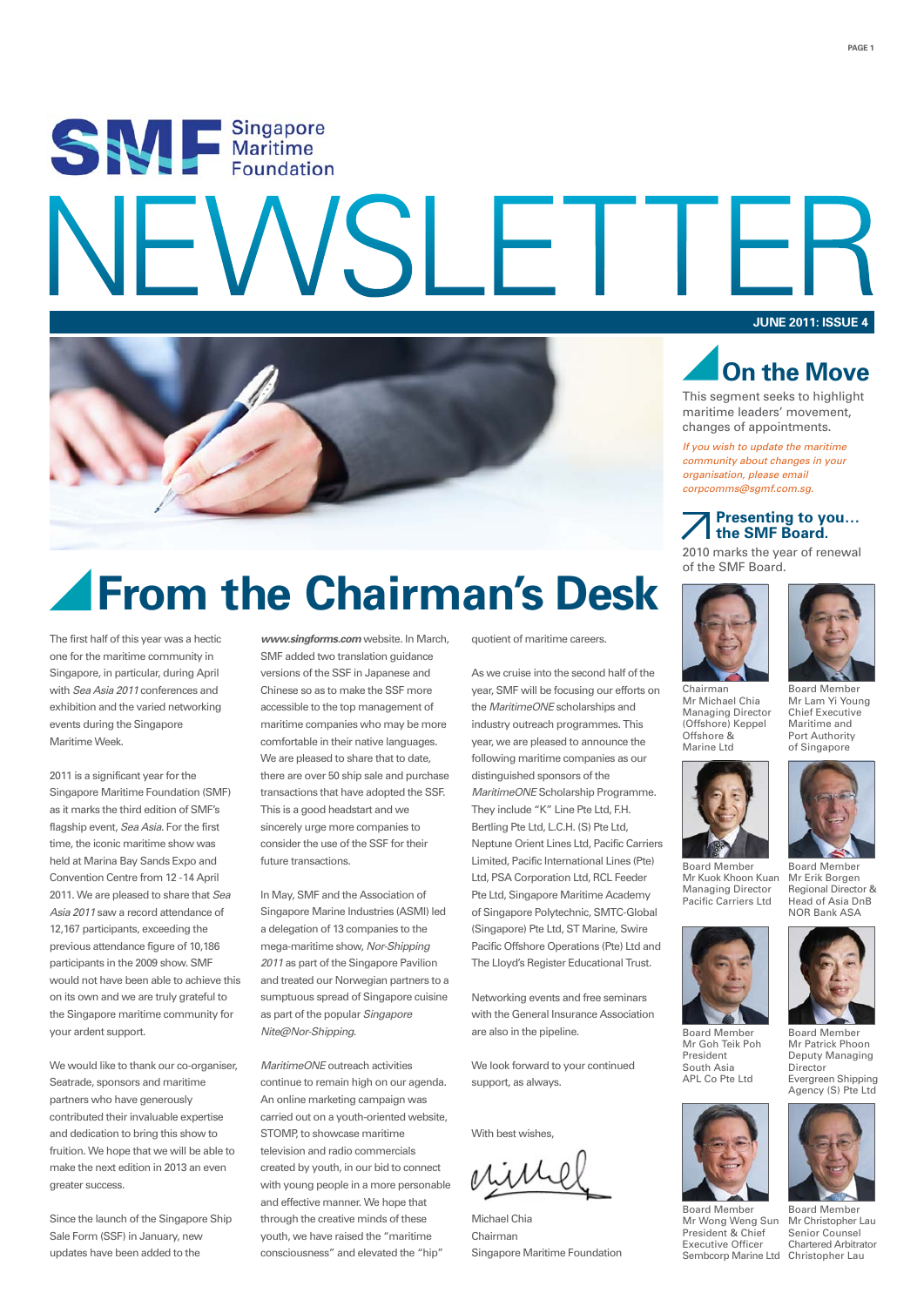# Singapore Maritime Foundation NEWSLETTER

**JUNE 2011: ISSUE 4**

# From the Chairman's Desk

The first half of this year was a hectic one for the maritime community in Singapore, in particular, during April with *Sea Asia 2011* conferences and exhibition and the varied networking events during the Singapore Maritime Week.

2011 is a significant year for the Singapore Maritime Foundation (SMF) as it marks the third edition of SMF's flagship event, *Sea Asia*. For the first time, the iconic maritime show was held at Marina Bay Sands Expo and Convention Centre from 12 - 14 April 2011. We are pleased to share that *Sea Asia 2011* saw a record attendance of 12,167 participants, exceeding the previous attendance figure of 10,186 participants in the 2009 show. SMF would not have been able to achieve this on its own and we are truly grateful to the Singapore maritime community for your ardent support.

We would like to thank our co-organiser, Seatrade, sponsors and maritime partners who have generously contributed their invaluable expertise and dedication to bring this show to fruition. We hope that we will be able to make the next edition in 2013 an even greater success.

Since the launch of the Singapore Ship Sale Form (SSF) in January, new updates have been added to the ***www.singforms.com*** website. In March, SMF added two translation guidance versions of the SSF in Japanese and Chinese so as to make the SSF more accessible to the top management of maritime companies who may be more comfortable in their native languages. We are pleased to share that to date, there are over 50 ship sale and purchase transactions that have adopted the SSF. This is a good headstart and we sincerely urge more companies to consider the use of the SSF for their future transactions.

In May, SMF and the Association of Singapore Marine Industries (ASMI) led a delegation of 13 companies to the mega-maritime show, *Nor-Shipping 2011* as part of the Singapore Pavilion and treated our Norwegian partners to a sumptuous spread of Singapore cuisine as part of the popular *Singapore Nite@Nor-Shipping*.

*MaritimeONE* outreach activities continue to remain high on our agenda. An online marketing campaign was carried out on a youth-oriented website, STOMP, to showcase maritime television and radio commercials created by youth, in our bid to connect with young people in a more personable and effective manner. We hope that through the creative minds of these youth, we have raised the "maritime consciousness" and elevated the "hip" quotient of maritime careers.

As we cruise into the second half of the year, SMF will be focusing our efforts on the *MaritimeONE* scholarships and industry outreach programmes. This year, we are pleased to announce the following maritime companies as our distinguished sponsors of the *MaritimeONE* Scholarship Programme. They include "K" Line Pte Ltd, F.H. Bertling Pte Ltd, L.C.H. (S) Pte Ltd, Neptune Orient Lines Ltd, Pacific Carriers Limited, Pacific International Lines (Pte) Ltd, PSA Corporation Ltd, RCL Feeder Pte Ltd, Singapore Maritime Academy of Singapore Polytechnic, SMTC-Global (Singapore) Pte Ltd, ST Marine, Swire Pacific Offshore Operations (Pte) Ltd and The Lloyd's Register Educational Trust.

Networking events and free seminars with the General Insurance Association are also in the pipeline.

We look forward to your continued support, as always.

With best wishes,

Michael Chia
Chairman
Singapore Maritime Foundation

# On the Move

This segment seeks to highlight maritime leaders' movement, changes of appointments.

*If you wish to update the maritime community about changes in your organisation, please email corpcomms@sgmf.com.sg.*

## Presenting to you… the SMF Board.

2010 marks the year of renewal of the SMF Board.

Chairman
Mr Michael Chia
Managing Director (Offshore) Keppel Offshore & Marine Ltd

Board Member
Mr Lam Yi Young
Chief Executive Maritime and Port Authority of Singapore

Board Member
Mr Kuok Khoon Kuan
Managing Director Pacific Carriers Ltd

Board Member
Mr Erik Borgen
Regional Director & Head of Asia DnB NOR Bank ASA

Board Member
Mr Goh Teik Poh
President South Asia APL Co Pte Ltd

Board Member
Mr Patrick Phoon
Deputy Managing Director Evergreen Shipping Agency (S) Pte Ltd

Board Member
Mr Wong Weng Sun
President & Chief Executive Officer Sembcorp Marine Ltd

Board Member
Mr Christopher Lau
Senior Counsel Chartered Arbitrator Christopher Lau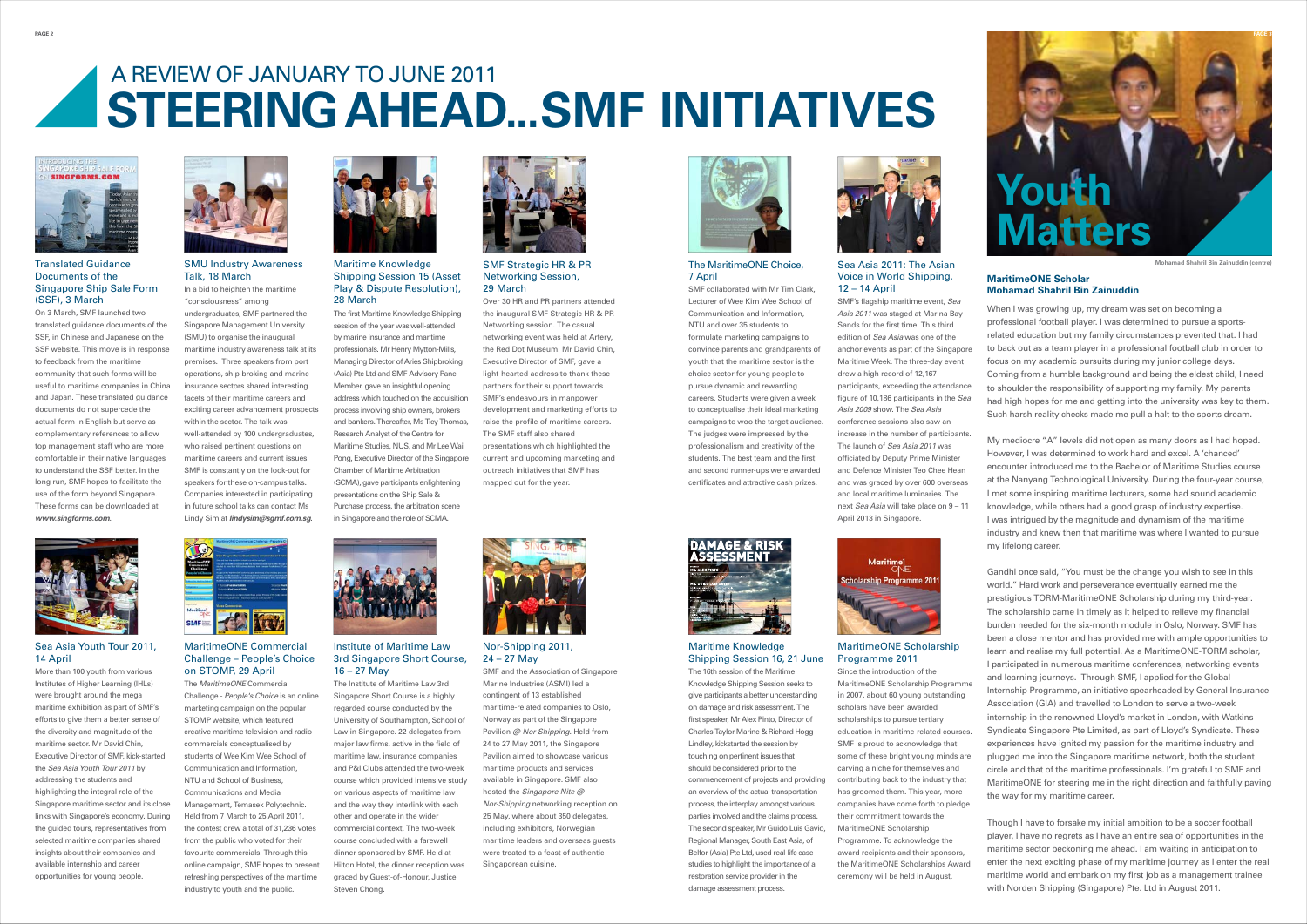# A REVIEW OF JANUARY TO JUNE 2011
# STEERING AHEAD...SMF INITIATIVES

### Translated Guidance Documents of the Singapore Ship Sale Form (SSF), 3 March

On 3 March, SMF launched two translated guidance documents of the SSF, in Chinese and Japanese on the SSF website. This move is in response to feedback from the maritime community that such forms will be useful to maritime companies in China and Japan. These translated guidance documents do not supercede the actual form in English but serve as complementary references to allow top management staff who are more comfortable in their native languages to understand the SSF better. In the long run, SMF hopes to facilitate the use of the form beyond Singapore. These forms can be downloaded at ***www.singforms.com***.

### SMU Industry Awareness Talk, 18 March

In a bid to heighten the maritime "consciousness" among undergraduates, SMF partnered the Singapore Management University (SMU) to organise the inaugural maritime industry awareness talk at its premises. Three speakers from port operations, ship-broking and marine insurance sectors shared interesting facets of their maritime careers and exciting career advancement prospects within the sector. The talk was well-attended by 100 undergraduates, who raised pertinent questions on maritime careers and current issues. SMF is constantly on the look-out for speakers for these on-campus talks. Companies interested in participating in future school talks can contact Ms Lindy Sim at ***lindysim@sgmf.com.sg***.

### Maritime Knowledge Shipping Session 15 (Asset Play & Dispute Resolution), 28 March

The first Maritime Knowledge Shipping session of the year was well-attended by marine insurance and maritime professionals. Mr Henry Mytton-Mills, Managing Director of Aries Shipbroking (Asia) Pte Ltd and SMF Advisory Panel Member, gave an insightful opening address which touched on the acquisition process involving ship owners, brokers and bankers. Thereafter, Ms Ticy Thomas, Research Analyst of the Centre for Maritime Studies, NUS, and Mr Lee Wai Pong, Executive Director of the Singapore Chamber of Maritime Arbitration (SCMA), gave participants enlightening presentations on the Ship Sale & Purchase process, the arbitration scene in Singapore and the role of SCMA.

### SMF Strategic HR & PR Networking Session, 29 March

Over 30 HR and PR partners attended the inaugural SMF Strategic HR & PR Networking session. The casual networking event was held at Artery, the Red Dot Museum. Mr David Chin, Executive Director of SMF, gave a light-hearted address to thank these partners for their support towards SMF's endeavours in manpower development and marketing efforts to raise the profile of maritime careers. The SMF staff also shared presentations which highlighted the current and upcoming marketing and outreach initiatives that SMF has mapped out for the year.

### Sea Asia Youth Tour 2011, 14 April

More than 100 youth from various Institutes of Higher Learning (IHLs) were brought around the mega maritime exhibition as part of SMF's efforts to give them a better sense of the diversity and magnitude of the maritime sector. Mr David Chin, Executive Director of SMF, kick-started the *Sea Asia Youth Tour 2011* by addressing the students and highlighting the integral role of the Singapore maritime sector and its close links with Singapore's economy. During the guided tours, representatives from selected maritime companies shared insights about their companies and available internship and career opportunities for young people.

### MaritimeONE Commercial Challenge – People's Choice on STOMP, 29 April

The *MaritimeONE* Commercial Challenge - *People's Choice* is an online marketing campaign on the popular STOMP website, which featured creative maritime television and radio commercials conceptualised by students of Wee Kim Wee School of Communication and Information, NTU and School of Business, Communications and Media Management, Temasek Polytechnic. Held from 7 March to 25 April 2011, the contest drew a total of 31,236 votes from the public who voted for their favourite commercials. Through this online campaign, SMF hopes to present refreshing perspectives of the maritime industry to youth and the public.

### Institute of Maritime Law 3rd Singapore Short Course, 16 – 27 May

The Institute of Maritime Law 3rd Singapore Short Course is a highly regarded course conducted by the University of Southampton, School of Law in Singapore. 22 delegates from major law firms, active in the field of maritime law, insurance companies and P&I Clubs attended the two-week course which provided intensive study on various aspects of maritime law and the way they interlink with each other and operate in the wider commercial context. The two-week course concluded with a farewell dinner sponsored by SMF. Held at Hilton Hotel, the dinner reception was graced by Guest-of-Honour, Justice Steven Chong.

### Nor-Shipping 2011, 24 – 27 May

SMF and the Association of Singapore Marine Industries (ASMI) led a contingent of 13 established maritime-related companies to Oslo, Norway as part of the Singapore Pavilion @ *Nor-Shipping*. Held from 24 to 27 May 2011, the Singapore Pavilion aimed to showcase various maritime products and services available in Singapore. SMF also hosted the *Singapore Nite @ Nor-Shipping* networking reception on 25 May, where about 350 delegates, including exhibitors, Norwegian maritime leaders and overseas guests were treated to a feast of authentic Singaporean cuisine.

### The MaritimeONE Choice, 7 April

SMF collaborated with Mr Tim Clark, Lecturer of Wee Kim Wee School of Communication and Information, NTU and over 35 students to formulate marketing campaigns to convince parents and grandparents of youth that the maritime sector is the choice sector for young people to pursue dynamic and rewarding careers. Students were given a week to conceptualise their ideal marketing campaigns to woo the target audience. The judges were impressed by the professionalism and creativity of the students. The best team and the first and second runner-ups were awarded certificates and attractive cash prizes.

### Sea Asia 2011: The Asian Voice in World Shipping, 12 – 14 April

SMF's flagship maritime event, *Sea Asia 2011* was staged at Marina Bay Sands for the first time. This third edition of *Sea Asia* was one of the anchor events as part of the Singapore Maritime Week. The three-day event drew a high record of 12,167 participants, exceeding the attendance figure of 10,186 participants in the *Sea Asia 2009* show. The *Sea Asia* conference sessions also saw an increase in the number of participants. The launch of *Sea Asia 2011* was officiated by Deputy Prime Minister and Defence Minister Teo Chee Hean and was graced by over 600 overseas and local maritime luminaries. The next *Sea Asia* will take place on 9 – 11 April 2013 in Singapore.

### Maritime Knowledge Shipping Session 16, 21 June

The 16th session of the Maritime Knowledge Shipping Session seeks to give participants a better understanding on damage and risk assessment. The first speaker, Mr Alex Pinto, Director of Charles Taylor Marine & Richard Hogg Lindley, kickstarted the session by touching on pertinent issues that should be considered prior to the commencement of projects and providing an overview of the actual transportation process, the interplay amongst various parties involved and the claims process. The second speaker, Mr Guido Luis Gavio, Regional Manager, South East Asia, of Belfor (Asia) Pte Ltd, used real-life case studies to highlight the importance of a restoration service provider in the damage assessment process.

### MaritimeONE Scholarship Programme 2011

Since the introduction of the MaritimeONE Scholarship Programme in 2007, about 60 young outstanding scholars have been awarded scholarships to pursue tertiary education in maritime-related courses. SMF is proud to acknowledge that some of these bright young minds are carving a niche for themselves and contributing back to the industry that has groomed them. This year, more companies have come forth to pledge their commitment towards the MaritimeONE Scholarship Programme. To acknowledge the award recipients and their sponsors, the MaritimeONE Scholarships Award ceremony will be held in August.

# Youth Matters

Mohamad Shahril Bin Zainuddin (centre)

### MaritimeONE Scholar Mohamad Shahril Bin Zainuddin

When I was growing up, my dream was set on becoming a professional football player. I was determined to pursue a sports-related education but my family circumstances prevented that. I had to back out as a team player in a professional football club in order to focus on my academic pursuits during my junior college days. Coming from a humble background and being the eldest child, I need to shoulder the responsibility of supporting my family. My parents had high hopes for me and getting into the university was key to them. Such harsh reality checks made me pull a halt to the sports dream.

My mediocre "A" levels did not open as many doors as I had hoped. However, I was determined to work hard and excel. A 'chanced' encounter introduced me to the Bachelor of Maritime Studies course at the Nanyang Technological University. During the four-year course, I met some inspiring maritime lecturers, some had sound academic knowledge, while others had a good grasp of industry expertise. I was intrigued by the magnitude and dynamism of the maritime industry and knew then that maritime was where I wanted to pursue my lifelong career.

Gandhi once said, "You must be the change you wish to see in this world." Hard work and perseverance eventually earned me the prestigious TORM-MaritimeONE Scholarship during my third-year. The scholarship came in timely as it helped to relieve my financial burden needed for the six-month module in Oslo, Norway. SMF has been a close mentor and has provided me with ample opportunities to learn and realise my full potential. As a MaritimeONE-TORM scholar, I participated in numerous maritime conferences, networking events and learning journeys. Through SMF, I applied for the Global Internship Programme, an initiative spearheaded by General Insurance Association (GIA) and travelled to London to serve a two-week internship in the renowned Lloyd's market in London, with Watkins Syndicate Singapore Pte Limited, as part of Lloyd's Syndicate. These experiences have ignited my passion for the maritime industry and plugged me into the Singapore maritime network, both the student circle and that of the maritime professionals. I'm grateful to SMF and MaritimeONE for steering me in the right direction and faithfully paving the way for my maritime career.

Though I have to forsake my initial ambition to be a soccer football player, I have no regrets as I have an entire sea of opportunities in the maritime sector beckoning me ahead. I am waiting in anticipation to enter the next exciting phase of my maritime journey as I enter the real maritime world and embark on my first job as a management trainee with Norden Shipping (Singapore) Pte. Ltd in August 2011.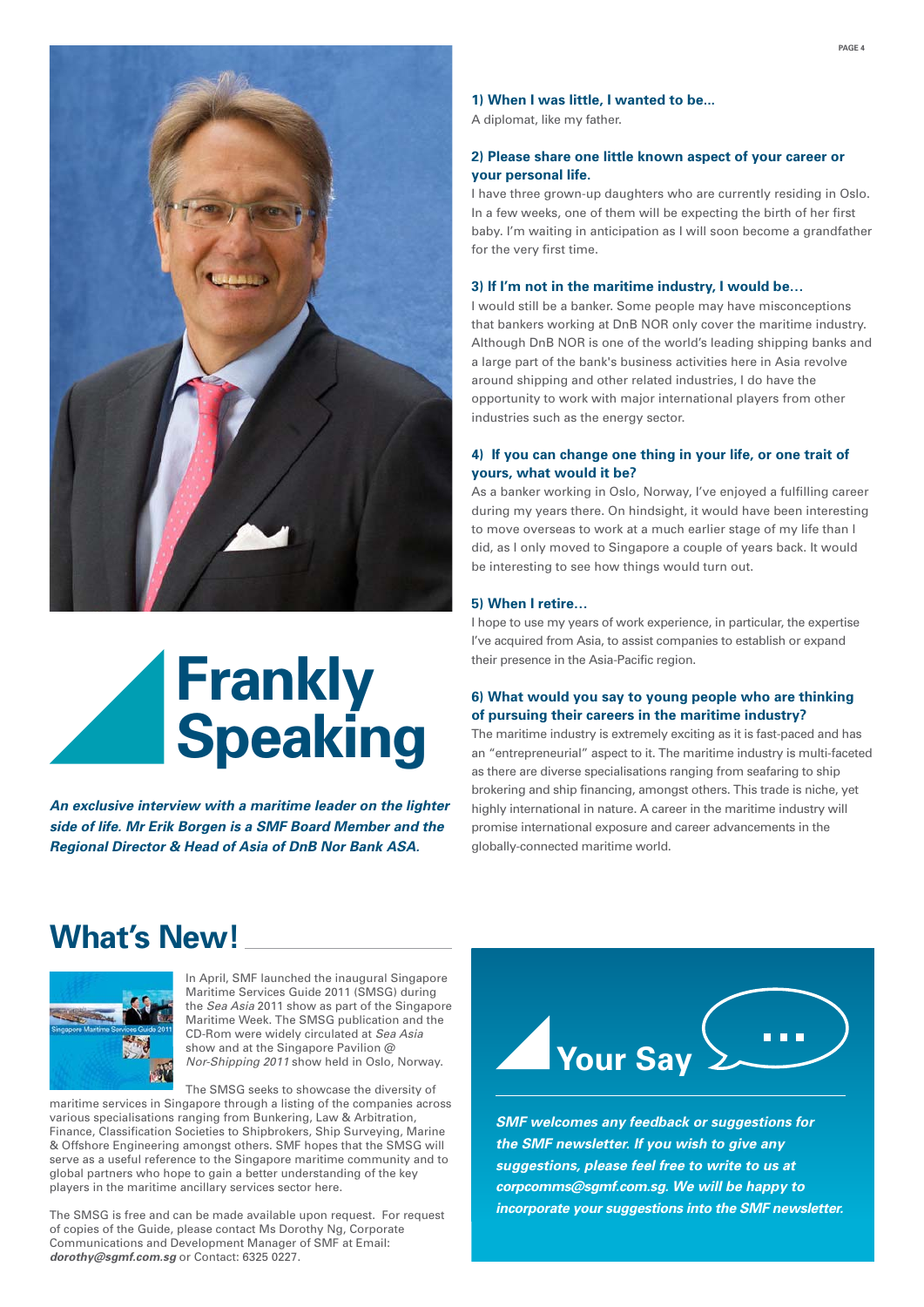# Frankly Speaking

***An exclusive interview with a maritime leader on the lighter side of life. Mr Erik Borgen is a SMF Board Member and the Regional Director & Head of Asia of DnB Nor Bank ASA.***

**1) When I was little, I wanted to be...**

A diplomat, like my father.

**2) Please share one little known aspect of your career or your personal life.**

I have three grown-up daughters who are currently residing in Oslo. In a few weeks, one of them will be expecting the birth of her first baby. I'm waiting in anticipation as I will soon become a grandfather for the very first time.

**3) If I'm not in the maritime industry, I would be…**

I would still be a banker. Some people may have misconceptions that bankers working at DnB NOR only cover the maritime industry. Although DnB NOR is one of the world's leading shipping banks and a large part of the bank's business activities here in Asia revolve around shipping and other related industries, I do have the opportunity to work with major international players from other industries such as the energy sector.

**4) If you can change one thing in your life, or one trait of yours, what would it be?**

As a banker working in Oslo, Norway, I've enjoyed a fulfilling career during my years there. On hindsight, it would have been interesting to move overseas to work at a much earlier stage of my life than I did, as I only moved to Singapore a couple of years back. It would be interesting to see how things would turn out.

**5) When I retire…**

I hope to use my years of work experience, in particular, the expertise I've acquired from Asia, to assist companies to establish or expand their presence in the Asia-Pacific region.

**6) What would you say to young people who are thinking of pursuing their careers in the maritime industry?**

The maritime industry is extremely exciting as it is fast-paced and has an "entrepreneurial" aspect to it. The maritime industry is multi-faceted as there are diverse specialisations ranging from seafaring to ship brokering and ship financing, amongst others. This trade is niche, yet highly international in nature. A career in the maritime industry will promise international exposure and career advancements in the globally-connected maritime world.

## What's New!

In April, SMF launched the inaugural Singapore Maritime Services Guide 2011 (SMSG) during the *Sea Asia* 2011 show as part of the Singapore Maritime Week. The SMSG publication and the CD-Rom were widely circulated at *Sea Asia* show and at the Singapore Pavilion @ *Nor-Shipping 2011* show held in Oslo, Norway.

The SMSG seeks to showcase the diversity of maritime services in Singapore through a listing of the companies across various specialisations ranging from Bunkering, Law & Arbitration, Finance, Classification Societies to Shipbrokers, Ship Surveying, Marine & Offshore Engineering amongst others. SMF hopes that the SMSG will serve as a useful reference to the Singapore maritime community and to global partners who hope to gain a better understanding of the key players in the maritime ancillary services sector here.

The SMSG is free and can be made available upon request. For request of copies of the Guide, please contact Ms Dorothy Ng, Corporate Communications and Development Manager of SMF at Email: ***dorothy@sgmf.com.sg*** or Contact: 6325 0227.

## Your Say

***SMF welcomes any feedback or suggestions for the SMF newsletter. If you wish to give any suggestions, please feel free to write to us at corpcomms@sgmf.com.sg. We will be happy to incorporate your suggestions into the SMF newsletter.***